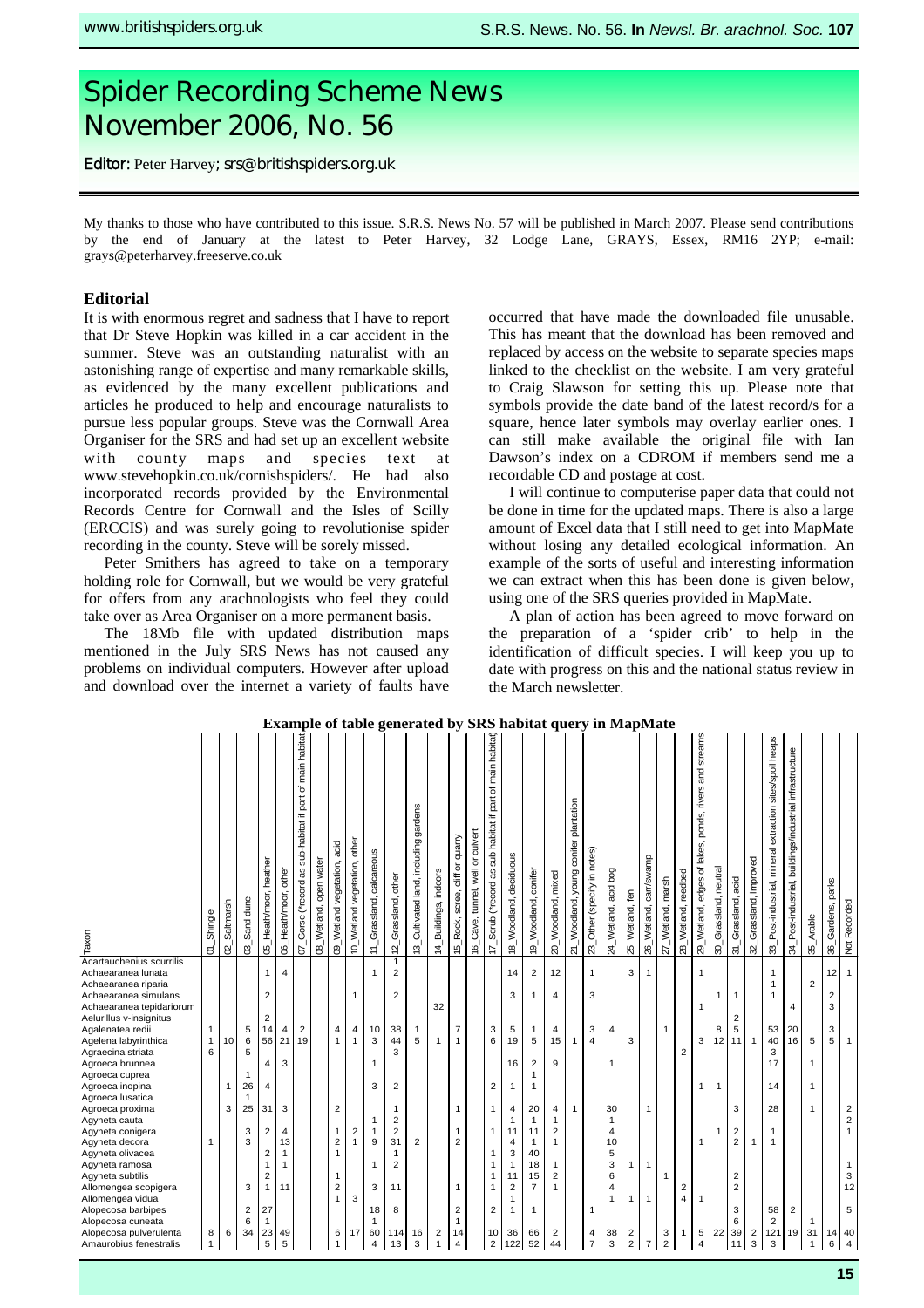# Spider Recording Scheme News November 2006, No. 56

**Editor:** Peter Harvey; srs@britishspiders.org.uk

My thanks to those who have contributed to this issue. S.R.S. News No. 57 will be published in March 2007. Please send contributions by the end of January at the latest to Peter Harvey, 32 Lodge Lane, GRAYS, Essex, RM16 2YP; e-mail: grays@peterharvey.freeserve.co.uk

## Editorial

It is with enormous regret and sadness that I have to report that Dr Steve Hopkin was killed in a car accident in the summer. Steve was an outstanding naturalist with an astonishing range of expertise and many remarkable skills, as evidenced by the many excellent publications and articles he produced to help and encourage naturalists to pursue less popular groups. Steve was the Cornwall Area Organiser for the SRS and had set up an excellent website with county maps and species text at www.stevehopkin.co.uk/cornishspiders/. He had also incorporated records provided by the Environmental Records Centre for Cornwall and the Isles of Scilly (ERCCIS) and was surely going to revolutionise spider recording in the county. Steve will be sorely missed.

Peter Smithers has agreed to take on a temporary holding role for Cornwall, but we would be very grateful for offers from any arachnologists who feel they could take over as Area Organiser on a more permanent basis.

The 18Mb file with updated distribution maps mentioned in the July SRS News has not caused any problems on individual computers. However after upload and download over the internet a variety of faults have occurred that have made the downloaded file unusable. This has meant that the download has been removed and replaced by access on the website to separate species maps linked to the checklist on the website. I am very grateful to Craig Slawson for setting this up. Please note that symbols provide the date band of the latest record/s for a square, hence later symbols may overlay earlier ones. I can still make available the original file with Ian Dawson's index on a CDROM if members send me a recordable CD and postage at cost.

I will continue to computerise paper data that could not be done in time for the updated maps. There is also a large amount of Excel data that I still need to get into MapMate without losing any detailed ecological information. An example of the sorts of useful and interesting information we can extract when this has been done is given below, using one of the SRS queries provided in MapMate.

A plan of action has been agreed to move forward on the preparation of a 'spider crib' to help in the identification of difficult species. I will keep you up to date with progress on this and the national status review in the March newsletter.

**Example of table generated by SRS habitat query in MapMate**

| Taxon | 01_Shingle | 02_Saltmarsh | 03_Sand dune | 05_Heath/moor, heather | 06_Heath/moor, other | 07_Gorse (*record as sub-habitat if part of main habitat | 08_Wetland, open water | 09_Wetland vegetation, acid | 10_Wetland vegetation, other | 11_Grassland, calcareous | 12_Grassland, other | 13_Cultivated land, including gardens | 14_Buildings, indoors | 15_Rock, scree, cliff or quarry | 16_Cave, tunnel, well or culvert | 17_Scrub (*record as sub-habitat if part of main habitat | 18_Woodland, deciduous | 19_Woodland, conifer | 20_Woodland, mixed | 21_Woodland, young conifer plantation | 23_Other (specify in notes) | 24_Wetland, acid bog | 25_Wetland, fen | 26_Wetland, carr/swamp | 27_Wetland, marsh | 28_Wetland, reedbed | 29_Wetland, edges of lakes, ponds, rivers and streams | 30_Grassland, neutral | 31_Grassland, acid | 32_Grassland, improved | 33_Post-industrial, mineral extraction sites/spoil heaps | 34_Post-industrial, buildings/industrial infrastructure | 35_Arable | 36_Gardens, parks | Not Recorded |
|---|---|---|---|---|---|---|---|---|---|---|---|---|---|---|---|---|---|---|---|---|---|---|---|---|---|---|---|---|---|---|---|---|---|---|---|
| Acartauchenius scurrilis | | | | | | | | | | | 1 | | | | | | | | | | | | | | | | | | | | | | | | |
| Achaearanea lunata | | | | 1 | 4 | | | | | 1 | 2 | | | | | | 14 | 2 | 12 | | 1 | | 3 | 1 | | | 1 | | | | 1 | | | 12 | 1 |
| Achaearanea riparia | | | | | | | | | | | | | | | | | | | | | | | | | | | | | | | 1 | | 2 | | |
| Achaearanea simulans | | | | 2 | | | | | 1 | | 2 | | | | | | 3 | 1 | 4 | | 3 | | | | | | | 1 | 1 | | 1 | | | 2 | |
| Achaearanea tepidariorum | | | | | | | | | | | | | 32 | | | | | | | | | | | | | | 1 | | | | | 4 | | 3 | |
| Aelurillus v-insignitus | | | | 2 | | | | | | | | | | | | | | | | | | | | | | | | | 2 | | | | | | |
| Agalenatea redii | 1 | | 5 | 14 | 4 | 2 | | 4 | 4 | 10 | 38 | 1 | | 7 | | 3 | 5 | 1 | 4 | | 3 | 4 | | | 1 | | | 8 | 5 | | 53 | 20 | | 3 | |
| Agelena labyrinthica | 1 | 10 | 6 | 56 | 21 | 19 | | 1 | 1 | 3 | 44 | 5 | 1 | 1 | | 6 | 19 | 5 | 15 | 1 | 4 | | 3 | | | | 3 | 12 | 11 | 1 | 40 | 16 | 5 | 5 | 1 |
| Agraecina striata | 6 | | 5 | | | | | | | | 3 | | | | | | | | | | | | | | | 2 | | | | | 3 | | | | |
| Agroeca brunnea | | | | 4 | 3 | | | | | 1 | | | | | | | 16 | 2 | 9 | | | 1 | | | | | | | | | 17 | | 1 | | |
| Agroeca cuprea | | | 1 | | | | | | | | | | | | | | | 1 | | | | | | | | | | | | | | | | | |
| Agroeca inopina | | 1 | 26 | 4 | | | | | | 3 | 2 | | | | | 2 | 1 | 1 | | | | | | | | | 1 | 1 | | | 14 | | 1 | | |
| Agroeca lusatica | | | 1 | | | | | | | | | | | | | | | | | | | | | | | | | | | | | | | | |
| Agroeca proxima | | 3 | 25 | 31 | 3 | | | 2 | | | 1 | | | 1 | | 1 | 4 | 20 | 4 | 1 | | 30 | | 1 | | | | | 3 | | 28 | | 1 | | 2 |
| Agyneta cauta | | | | | | | | | | 1 | 2 | | | | | | 1 | 1 | 1 | | | 1 | | | | | | | | | | | | | 2 |
| Agyneta conigera | | | 3 | 2 | 4 | | | 1 | 2 | 1 | 2 | | | 1 | | 1 | 11 | 11 | 2 | | | 4 | | | | | | 1 | 2 | | 1 | | | | 1 |
| Agyneta decora | 1 | | 3 | | 13 | | | 2 | 1 | 9 | 31 | 2 | | 2 | | | 4 | 1 | 1 | | | 10 | | | | | 1 | | 2 | 1 | 1 | | | | |
| Agyneta olivacea | | | | 2 | 1 | | | 1 | | | 1 | | | | | 1 | 3 | 40 | | | | 5 | | | | | | | | | | | | | |
| Agyneta ramosa | | | | 1 | 1 | | | | | 1 | 2 | | | | | 1 | 1 | 18 | 1 | | | 3 | 1 | 1 | | | | | | | | | | | 1 |
| Agyneta subtilis | | | | 2 | | | | 1 | | | | | | | | 1 | 11 | 15 | 2 | | | 6 | | | 1 | | | | 2 | | | | | | 3 |
| Allomengea scopigera | | | 3 | 1 | 11 | | | 2 | | 3 | 11 | | | 1 | | 1 | 2 | 7 | 1 | | | 4 | | | | 2 | | | 2 | | | | | | 12 |
| Allomengea vidua | | | | | | | | 1 | 3 | | | | | | | | 1 | | | | | 1 | 1 | 1 | | 4 | 1 | | | | | | | | |
| Alopecosa barbipes | | | 2 | 27 | | | | | | 18 | 8 | | | 2 | | 2 | 1 | 1 | | | 1 | | | | | | | | 3 | | 58 | 2 | | | 5 |
| Alopecosa cuneata | | | 6 | 1 | | | | | | 1 | | | | 1 | | | | | | | | | | | | | | | 6 | | 2 | | 1 | | |
| Alopecosa pulverulenta | 8 | 6 | 34 | 23 | 49 | | | 6 | 17 | 60 | 114 | 16 | 2 | 14 | | 10 | 36 | 66 | 2 | | 4 | 38 | 2 | 7 | 3 | 1 | 5 | 22 | 39 | 2 | 121 | 19 | 31 | 14 | 40 |
| Amaurobius fenestralis | 1 | | | 5 | 5 | | | 1 | | 4 | 13 | 3 | 1 | 4 | | 2 | 122 | 52 | 44 | | 7 | 3 | 2 | 7 | 2 | | 4 | | 11 | 3 | 3 | | 1 | 6 | 4 |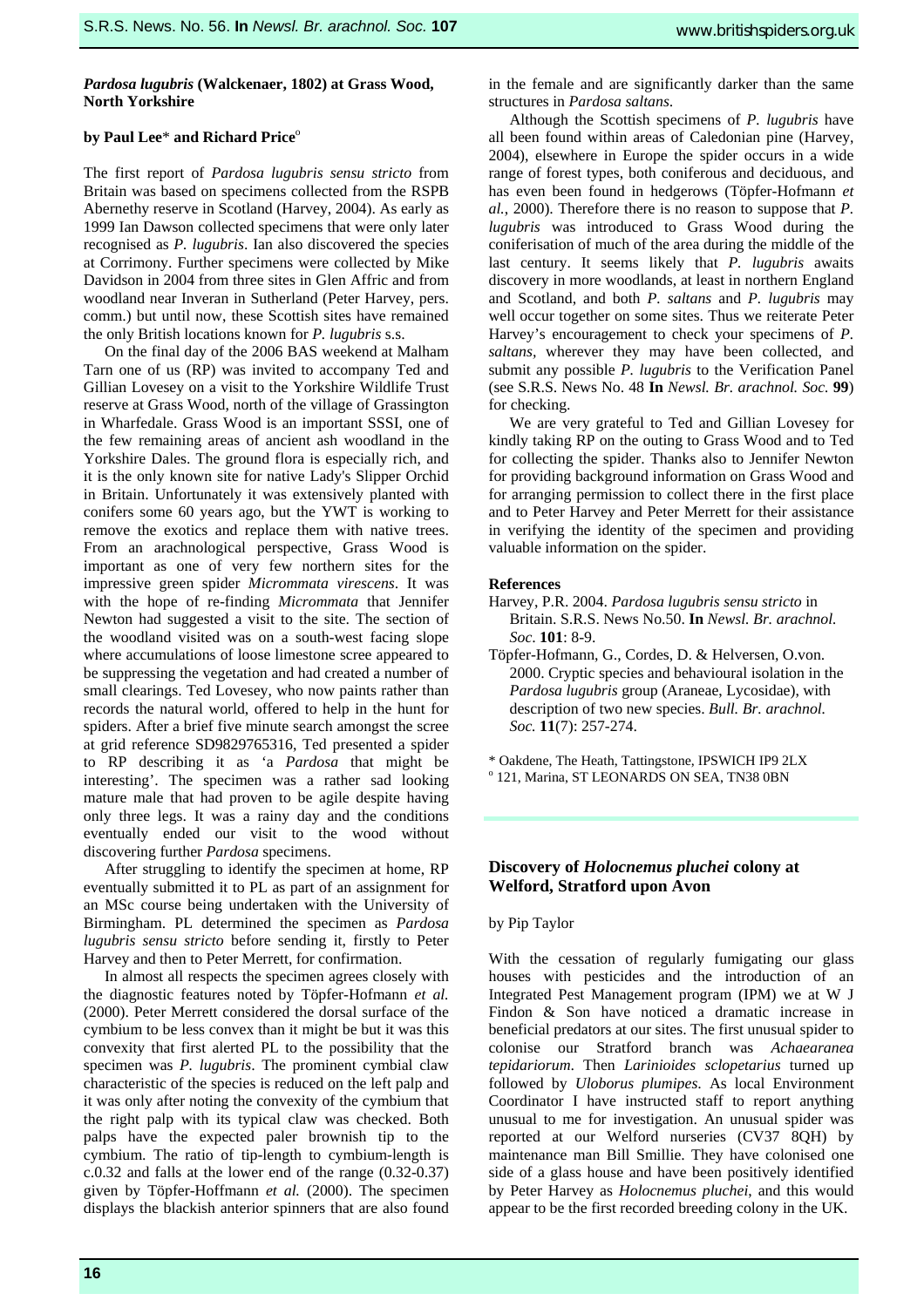### *Pardosa lugubris* (Walckenaer, 1802) at Grass Wood, North Yorkshire

**by Paul Lee\* and Richard Price°**

The first report of *Pardosa lugubris sensu stricto* from Britain was based on specimens collected from the RSPB Abernethy reserve in Scotland (Harvey, 2004). As early as 1999 Ian Dawson collected specimens that were only later recognised as *P. lugubris*. Ian also discovered the species at Corrimony. Further specimens were collected by Mike Davidson in 2004 from three sites in Glen Affric and from woodland near Inveran in Sutherland (Peter Harvey, pers. comm.) but until now, these Scottish sites have remained the only British locations known for *P. lugubris* s.s.

On the final day of the 2006 BAS weekend at Malham Tarn one of us (RP) was invited to accompany Ted and Gillian Lovesey on a visit to the Yorkshire Wildlife Trust reserve at Grass Wood, north of the village of Grassington in Wharfedale. Grass Wood is an important SSSI, one of the few remaining areas of ancient ash woodland in the Yorkshire Dales. The ground flora is especially rich, and it is the only known site for native Lady's Slipper Orchid in Britain. Unfortunately it was extensively planted with conifers some 60 years ago, but the YWT is working to remove the exotics and replace them with native trees. From an arachnological perspective, Grass Wood is important as one of very few northern sites for the impressive green spider *Micrommata virescens*. It was with the hope of re-finding *Micrommata* that Jennifer Newton had suggested a visit to the site. The section of the woodland visited was on a south-west facing slope where accumulations of loose limestone scree appeared to be suppressing the vegetation and had created a number of small clearings. Ted Lovesey, who now paints rather than records the natural world, offered to help in the hunt for spiders. After a brief five minute search amongst the scree at grid reference SD9829765316, Ted presented a spider to RP describing it as 'a *Pardosa* that might be interesting'. The specimen was a rather sad looking mature male that had proven to be agile despite having only three legs. It was a rainy day and the conditions eventually ended our visit to the wood without discovering further *Pardosa* specimens.

After struggling to identify the specimen at home, RP eventually submitted it to PL as part of an assignment for an MSc course being undertaken with the University of Birmingham. PL determined the specimen as *Pardosa lugubris sensu stricto* before sending it, firstly to Peter Harvey and then to Peter Merrett, for confirmation.

In almost all respects the specimen agrees closely with the diagnostic features noted by Töpfer-Hofmann *et al.* (2000). Peter Merrett considered the dorsal surface of the cymbium to be less convex than it might be but it was this convexity that first alerted PL to the possibility that the specimen was *P. lugubris*. The prominent cymbial claw characteristic of the species is reduced on the left palp and it was only after noting the convexity of the cymbium that the right palp with its typical claw was checked. Both palps have the expected paler brownish tip to the cymbium. The ratio of tip-length to cymbium-length is c.0.32 and falls at the lower end of the range (0.32-0.37) given by Töpfer-Hoffmann *et al.* (2000). The specimen displays the blackish anterior spinners that are also found in the female and are significantly darker than the same structures in *Pardosa saltans*.

Although the Scottish specimens of *P. lugubris* have all been found within areas of Caledonian pine (Harvey, 2004), elsewhere in Europe the spider occurs in a wide range of forest types, both coniferous and deciduous, and has even been found in hedgerows (Töpfer-Hofmann *et al.*, 2000). Therefore there is no reason to suppose that *P. lugubris* was introduced to Grass Wood during the coniferisation of much of the area during the middle of the last century. It seems likely that *P. lugubris* awaits discovery in more woodlands, at least in northern England and Scotland, and both *P. saltans* and *P. lugubris* may well occur together on some sites. Thus we reiterate Peter Harvey's encouragement to check your specimens of *P. saltans*, wherever they may have been collected, and submit any possible *P. lugubris* to the Verification Panel (see S.R.S. News No. 48 **In** *Newsl. Br. arachnol. Soc.* **99**) for checking.

We are very grateful to Ted and Gillian Lovesey for kindly taking RP on the outing to Grass Wood and to Ted for collecting the spider. Thanks also to Jennifer Newton for providing background information on Grass Wood and for arranging permission to collect there in the first place and to Peter Harvey and Peter Merrett for their assistance in verifying the identity of the specimen and providing valuable information on the spider.

#### References

Harvey, P.R. 2004. *Pardosa lugubris sensu stricto* in Britain. S.R.S. News No.50. **In** *Newsl. Br. arachnol. Soc*. **101**: 8-9.

Töpfer-Hofmann, G., Cordes, D. & Helversen, O.von. 2000. Cryptic species and behavioural isolation in the *Pardosa lugubris* group (Araneae, Lycosidae), with description of two new species. *Bull. Br. arachnol. Soc.* **11**(7): 257-274.

\* Oakdene, The Heath, Tattingstone, IPSWICH IP9 2LX
° 121, Marina, ST LEONARDS ON SEA, TN38 0BN

### Discovery of *Holocnemus pluchei* colony at Welford, Stratford upon Avon

by Pip Taylor

With the cessation of regularly fumigating our glass houses with pesticides and the introduction of an Integrated Pest Management program (IPM) we at W J Findon & Son have noticed a dramatic increase in beneficial predators at our sites. The first unusual spider to colonise our Stratford branch was *Achaearanea tepidariorum*. Then *Larinioides sclopetarius* turned up followed by *Uloborus plumipes*. As local Environment Coordinator I have instructed staff to report anything unusual to me for investigation. An unusual spider was reported at our Welford nurseries (CV37 8QH) by maintenance man Bill Smillie. They have colonised one side of a glass house and have been positively identified by Peter Harvey as *Holocnemus pluchei*, and this would appear to be the first recorded breeding colony in the UK.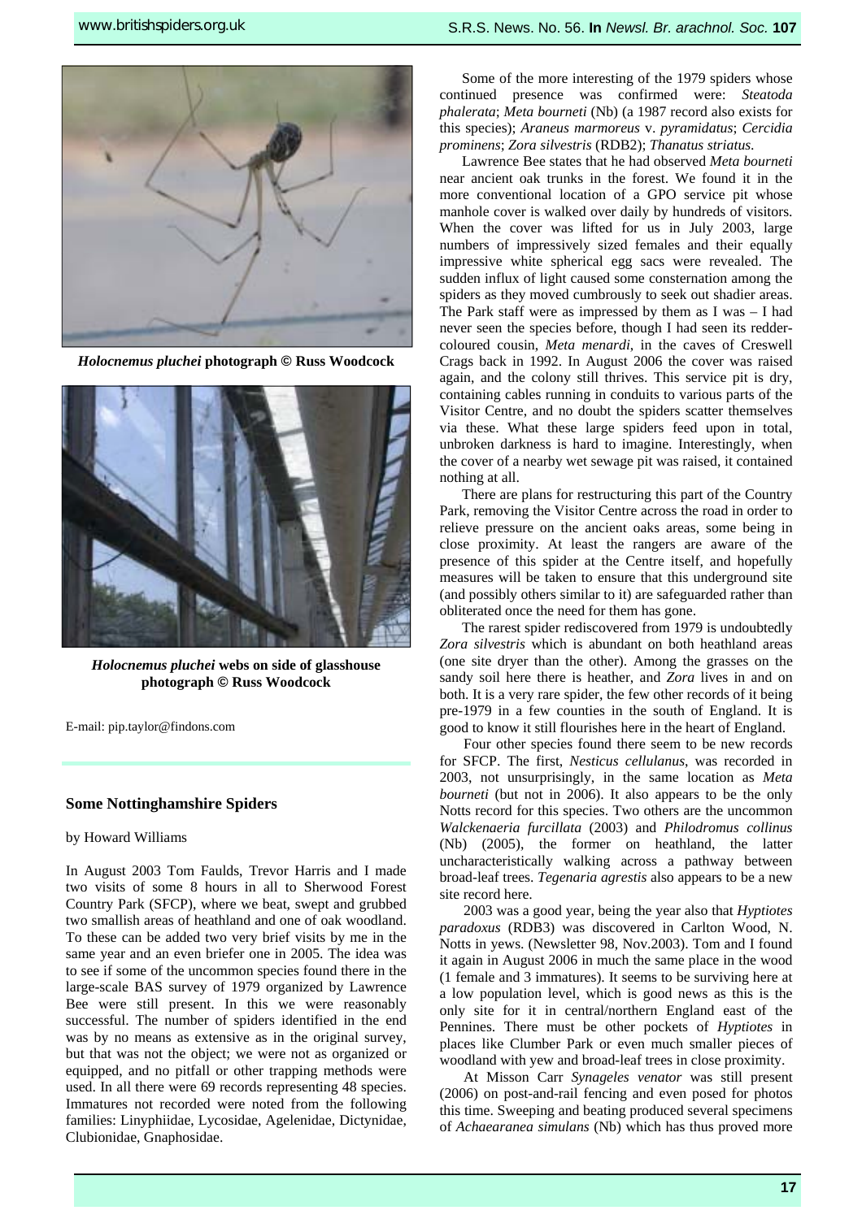*Holocnemus pluchei* **photograph © Russ Woodcock**

*Holocnemus pluchei* **webs on side of glasshouse photograph © Russ Woodcock**

E-mail: pip.taylor@findons.com

### Some Nottinghamshire Spiders

by Howard Williams

In August 2003 Tom Faulds, Trevor Harris and I made two visits of some 8 hours in all to Sherwood Forest Country Park (SFCP), where we beat, swept and grubbed two smallish areas of heathland and one of oak woodland. To these can be added two very brief visits by me in the same year and an even briefer one in 2005. The idea was to see if some of the uncommon species found there in the large-scale BAS survey of 1979 organized by Lawrence Bee were still present. In this we were reasonably successful. The number of spiders identified in the end was by no means as extensive as in the original survey, but that was not the object; we were not as organized or equipped, and no pitfall or other trapping methods were used. In all there were 69 records representing 48 species. Immatures not recorded were noted from the following families: Linyphiidae, Lycosidae, Agelenidae, Dictynidae, Clubionidae, Gnaphosidae.

Some of the more interesting of the 1979 spiders whose continued presence was confirmed were: *Steatoda phalerata*; *Meta bourneti* (Nb) (a 1987 record also exists for this species); *Araneus marmoreus* v. *pyramidatus*; *Cercidia prominens*; *Zora silvestris* (RDB2); *Thanatus striatus*.

Lawrence Bee states that he had observed *Meta bourneti* near ancient oak trunks in the forest. We found it in the more conventional location of a GPO service pit whose manhole cover is walked over daily by hundreds of visitors. When the cover was lifted for us in July 2003, large numbers of impressively sized females and their equally impressive white spherical egg sacs were revealed. The sudden influx of light caused some consternation among the spiders as they moved cumbrously to seek out shadier areas. The Park staff were as impressed by them as I was – I had never seen the species before, though I had seen its redder-coloured cousin, *Meta menardi*, in the caves of Creswell Crags back in 1992. In August 2006 the cover was raised again, and the colony still thrives. This service pit is dry, containing cables running in conduits to various parts of the Visitor Centre, and no doubt the spiders scatter themselves via these. What these large spiders feed upon in total, unbroken darkness is hard to imagine. Interestingly, when the cover of a nearby wet sewage pit was raised, it contained nothing at all.

There are plans for restructuring this part of the Country Park, removing the Visitor Centre across the road in order to relieve pressure on the ancient oaks areas, some being in close proximity. At least the rangers are aware of the presence of this spider at the Centre itself, and hopefully measures will be taken to ensure that this underground site (and possibly others similar to it) are safeguarded rather than obliterated once the need for them has gone.

The rarest spider rediscovered from 1979 is undoubtedly *Zora silvestris* which is abundant on both heathland areas (one site dryer than the other). Among the grasses on the sandy soil here there is heather, and *Zora* lives in and on both. It is a very rare spider, the few other records of it being pre-1979 in a few counties in the south of England. It is good to know it still flourishes here in the heart of England.

Four other species found there seem to be new records for SFCP. The first, *Nesticus cellulanus*, was recorded in 2003, not unsurprisingly, in the same location as *Meta bourneti* (but not in 2006). It also appears to be the only Notts record for this species. Two others are the uncommon *Walckenaeria furcillata* (2003) and *Philodromus collinus* (Nb) (2005), the former on heathland, the latter uncharacteristically walking across a pathway between broad-leaf trees. *Tegenaria agrestis* also appears to be a new site record here.

2003 was a good year, being the year also that *Hyptiotes paradoxus* (RDB3) was discovered in Carlton Wood, N. Notts in yews. (Newsletter 98, Nov.2003). Tom and I found it again in August 2006 in much the same place in the wood (1 female and 3 immatures). It seems to be surviving here at a low population level, which is good news as this is the only site for it in central/northern England east of the Pennines. There must be other pockets of *Hyptiotes* in places like Clumber Park or even much smaller pieces of woodland with yew and broad-leaf trees in close proximity.

At Misson Carr *Synageles venator* was still present (2006) on post-and-rail fencing and even posed for photos this time. Sweeping and beating produced several specimens of *Achaearanea simulans* (Nb) which has thus proved more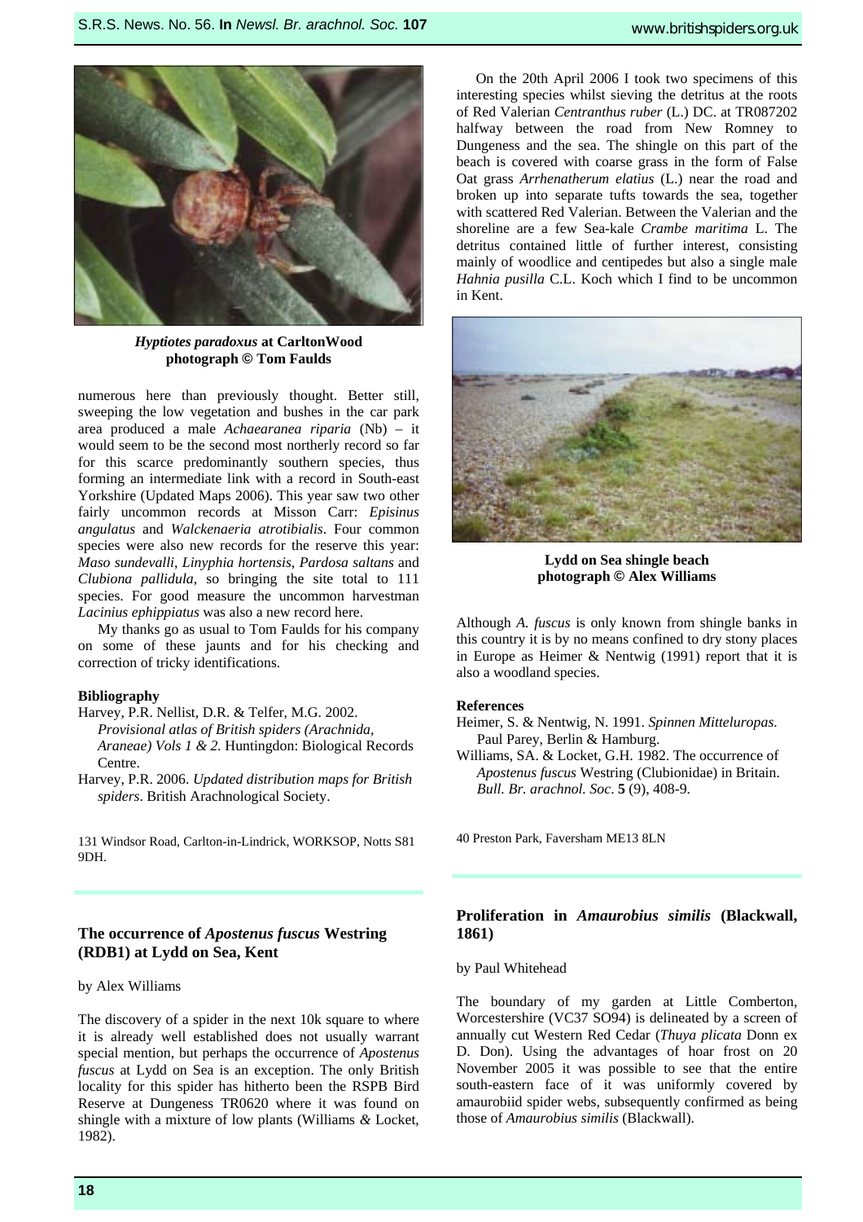*Hyptiotes paradoxus* **at CarltonWood photograph © Tom Faulds**

numerous here than previously thought. Better still, sweeping the low vegetation and bushes in the car park area produced a male *Achaearanea riparia* (Nb) – it would seem to be the second most northerly record so far for this scarce predominantly southern species, thus forming an intermediate link with a record in South-east Yorkshire (Updated Maps 2006). This year saw two other fairly uncommon records at Misson Carr: *Episinus angulatus* and *Walckenaeria atrotibialis*. Four common species were also new records for the reserve this year: *Maso sundevalli*, *Linyphia hortensis*, *Pardosa saltans* and *Clubiona pallidula*, so bringing the site total to 111 species. For good measure the uncommon harvestman *Lacinius ephippiatus* was also a new record here.

My thanks go as usual to Tom Faulds for his company on some of these jaunts and for his checking and correction of tricky identifications.

**Bibliography**

Harvey, P.R. Nellist, D.R. & Telfer, M.G. 2002. *Provisional atlas of British spiders (Arachnida, Araneae) Vols 1 & 2*. Huntingdon: Biological Records Centre.

Harvey, P.R. 2006. *Updated distribution maps for British spiders*. British Arachnological Society.

131 Windsor Road, Carlton-in-Lindrick, WORKSOP, Notts S81 9DH.

## The occurrence of *Apostenus fuscus* Westring (RDB1) at Lydd on Sea, Kent

by Alex Williams

The discovery of a spider in the next 10k square to where it is already well established does not usually warrant special mention, but perhaps the occurrence of *Apostenus fuscus* at Lydd on Sea is an exception. The only British locality for this spider has hitherto been the RSPB Bird Reserve at Dungeness TR0620 where it was found on shingle with a mixture of low plants (Williams & Locket, 1982).

On the 20th April 2006 I took two specimens of this interesting species whilst sieving the detritus at the roots of Red Valerian *Centranthus ruber* (L.) DC. at TR087202 halfway between the road from New Romney to Dungeness and the sea. The shingle on this part of the beach is covered with coarse grass in the form of False Oat grass *Arrhenatherum elatius* (L.) near the road and broken up into separate tufts towards the sea, together with scattered Red Valerian. Between the Valerian and the shoreline are a few Sea-kale *Crambe maritima* L. The detritus contained little of further interest, consisting mainly of woodlice and centipedes but also a single male *Hahnia pusilla* C.L. Koch which I find to be uncommon in Kent.

**Lydd on Sea shingle beach photograph © Alex Williams**

Although *A. fuscus* is only known from shingle banks in this country it is by no means confined to dry stony places in Europe as Heimer & Nentwig (1991) report that it is also a woodland species.

**References**

Heimer, S. & Nentwig, N. 1991. *Spinnen Mitteluropas*. Paul Parey, Berlin & Hamburg.

Williams, SA. & Locket, G.H. 1982. The occurrence of *Apostenus fuscus* Westring (Clubionidae) in Britain. *Bull. Br. arachnol. Soc*. **5** (9), 408-9.

40 Preston Park, Faversham ME13 8LN

## Proliferation in *Amaurobius similis* (Blackwall, 1861)

by Paul Whitehead

The boundary of my garden at Little Comberton, Worcestershire (VC37 SO94) is delineated by a screen of annually cut Western Red Cedar (*Thuya plicata* Donn ex D. Don). Using the advantages of hoar frost on 20 November 2005 it was possible to see that the entire south-eastern face of it was uniformly covered by amaurobiid spider webs, subsequently confirmed as being those of *Amaurobius similis* (Blackwall).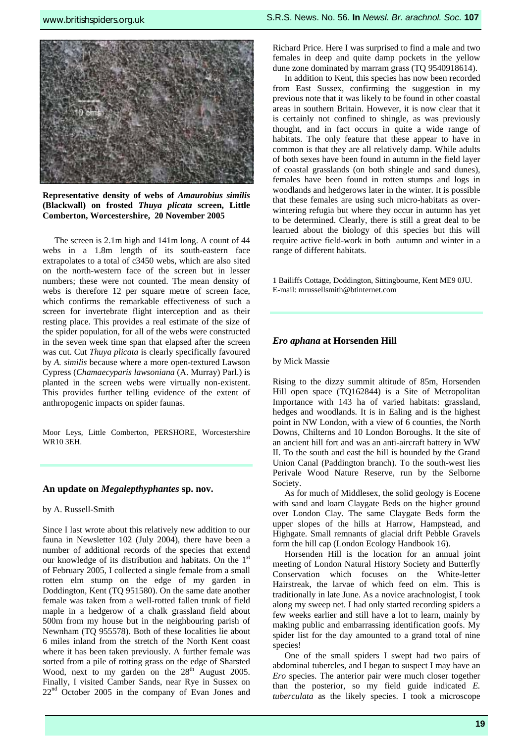**Representative density of webs of *Amaurobius similis* (Blackwall) on frosted *Thuya plicata* screen, Little Comberton, Worcestershire, 20 November 2005**

The screen is 2.1m high and 141m long. A count of 44 webs in a 1.8m length of its south-eastern face extrapolates to a total of c3450 webs, which are also sited on the north-western face of the screen but in lesser numbers; these were not counted. The mean density of webs is therefore 12 per square metre of screen face, which confirms the remarkable effectiveness of such a screen for invertebrate flight interception and as their resting place. This provides a real estimate of the size of the spider population, for all of the webs were constructed in the seven week time span that elapsed after the screen was cut. Cut *Thuya plicata* is clearly specifically favoured by *A. similis* because where a more open-textured Lawson Cypress (*Chamaecyparis lawsoniana* (A. Murray) Parl.) is planted in the screen webs were virtually non-existent. This provides further telling evidence of the extent of anthropogenic impacts on spider faunas.

Moor Leys, Little Comberton, PERSHORE, Worcestershire WR10 3EH.

## An update on *Megalepthyphantes* sp. nov.

by A. Russell-Smith

Since I last wrote about this relatively new addition to our fauna in Newsletter 102 (July 2004), there have been a number of additional records of the species that extend our knowledge of its distribution and habitats. On the 1st of February 2005, I collected a single female from a small rotten elm stump on the edge of my garden in Doddington, Kent (TQ 951580). On the same date another female was taken from a well-rotted fallen trunk of field maple in a hedgerow of a chalk grassland field about 500m from my house but in the neighbouring parish of Newnham (TQ 955578). Both of these localities lie about 6 miles inland from the stretch of the North Kent coast where it has been taken previously. A further female was sorted from a pile of rotting grass on the edge of Sharsted Wood, next to my garden on the 28th August 2005. Finally, I visited Camber Sands, near Rye in Sussex on 22nd October 2005 in the company of Evan Jones and Richard Price. Here I was surprised to find a male and two females in deep and quite damp pockets in the yellow dune zone dominated by marram grass (TQ 9540918614).

In addition to Kent, this species has now been recorded from East Sussex, confirming the suggestion in my previous note that it was likely to be found in other coastal areas in southern Britain. However, it is now clear that it is certainly not confined to shingle, as was previously thought, and in fact occurs in quite a wide range of habitats. The only feature that these appear to have in common is that they are all relatively damp. While adults of both sexes have been found in autumn in the field layer of coastal grasslands (on both shingle and sand dunes), females have been found in rotten stumps and logs in woodlands and hedgerows later in the winter. It is possible that these females are using such micro-habitats as over-wintering refugia but where they occur in autumn has yet to be determined. Clearly, there is still a great deal to be learned about the biology of this species but this will require active field-work in both autumn and winter in a range of different habitats.

1 Bailiffs Cottage, Doddington, Sittingbourne, Kent ME9 0JU. E-mail: mrussellsmith@btinternet.com

## *Ero aphana* at Horsenden Hill

by Mick Massie

Rising to the dizzy summit altitude of 85m, Horsenden Hill open space (TQ162844) is a Site of Metropolitan Importance with 143 ha of varied habitats: grassland, hedges and woodlands. It is in Ealing and is the highest point in NW London, with a view of 6 counties, the North Downs, Chilterns and 10 London Boroughs. It the site of an ancient hill fort and was an anti-aircraft battery in WW II. To the south and east the hill is bounded by the Grand Union Canal (Paddington branch). To the south-west lies Perivale Wood Nature Reserve, run by the Selborne Society.

As for much of Middlesex, the solid geology is Eocene with sand and loam Claygate Beds on the higher ground over London Clay. The same Claygate Beds form the upper slopes of the hills at Harrow, Hampstead, and Highgate. Small remnants of glacial drift Pebble Gravels form the hill cap (London Ecology Handbook 16).

Horsenden Hill is the location for an annual joint meeting of London Natural History Society and Butterfly Conservation which focuses on the White-letter Hairstreak, the larvae of which feed on elm. This is traditionally in late June. As a novice arachnologist, I took along my sweep net. I had only started recording spiders a few weeks earlier and still have a lot to learn, mainly by making public and embarrassing identification goofs. My spider list for the day amounted to a grand total of nine species!

One of the small spiders I swept had two pairs of abdominal tubercles, and I began to suspect I may have an *Ero* species. The anterior pair were much closer together than the posterior, so my field guide indicated *E. tuberculata* as the likely species. I took a microscope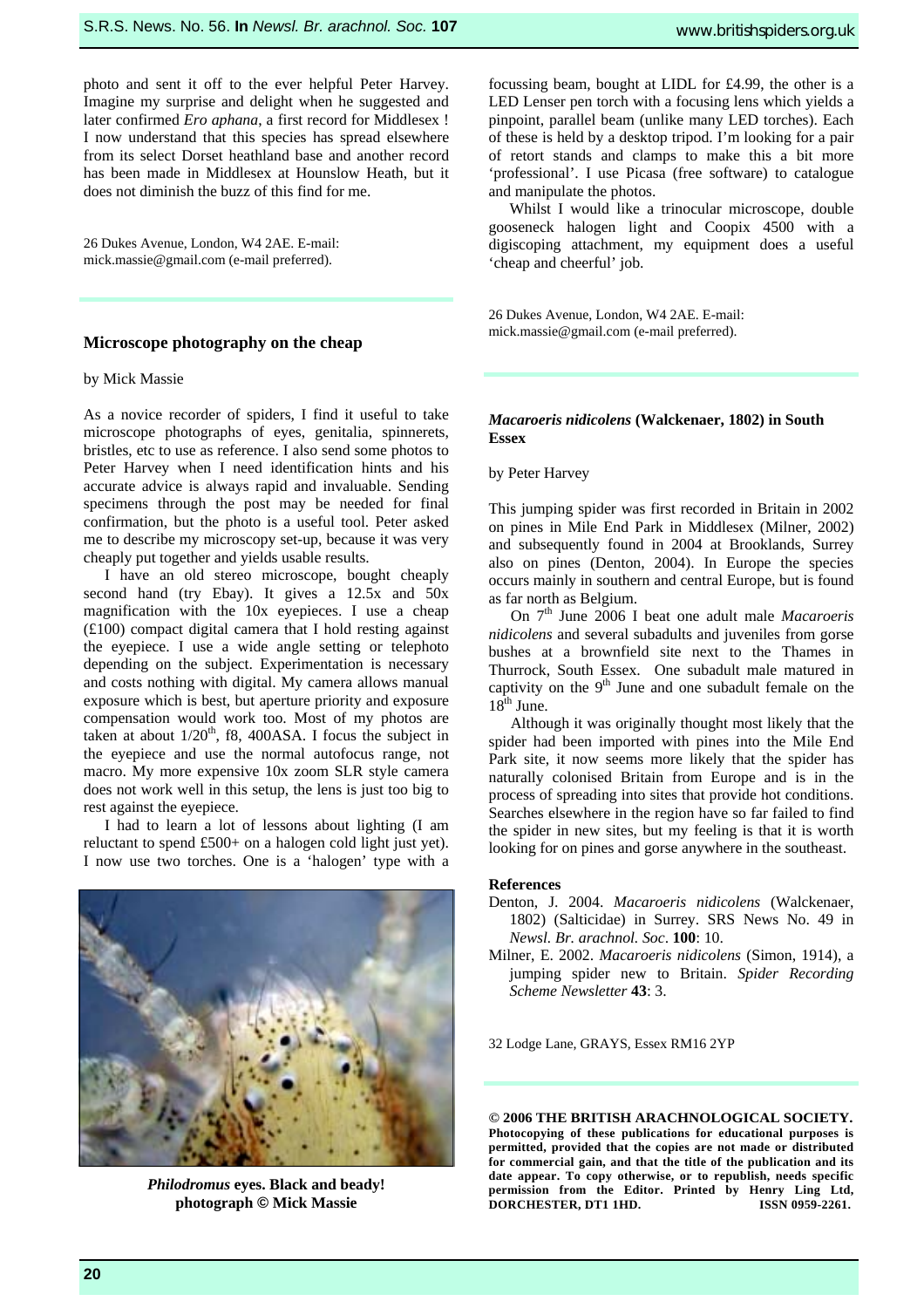photo and sent it off to the ever helpful Peter Harvey. Imagine my surprise and delight when he suggested and later confirmed *Ero aphana*, a first record for Middlesex ! I now understand that this species has spread elsewhere from its select Dorset heathland base and another record has been made in Middlesex at Hounslow Heath, but it does not diminish the buzz of this find for me.

26 Dukes Avenue, London, W4 2AE. E-mail: mick.massie@gmail.com (e-mail preferred).

## Microscope photography on the cheap

by Mick Massie

As a novice recorder of spiders, I find it useful to take microscope photographs of eyes, genitalia, spinnerets, bristles, etc to use as reference. I also send some photos to Peter Harvey when I need identification hints and his accurate advice is always rapid and invaluable. Sending specimens through the post may be needed for final confirmation, but the photo is a useful tool. Peter asked me to describe my microscopy set-up, because it was very cheaply put together and yields usable results.

I have an old stereo microscope, bought cheaply second hand (try Ebay). It gives a 12.5x and 50x magnification with the 10x eyepieces. I use a cheap (£100) compact digital camera that I hold resting against the eyepiece. I use a wide angle setting or telephoto depending on the subject. Experimentation is necessary and costs nothing with digital. My camera allows manual exposure which is best, but aperture priority and exposure compensation would work too. Most of my photos are taken at about 1/20th, f8, 400ASA. I focus the subject in the eyepiece and use the normal autofocus range, not macro. My more expensive 10x zoom SLR style camera does not work well in this setup, the lens is just too big to rest against the eyepiece.

I had to learn a lot of lessons about lighting (I am reluctant to spend £500+ on a halogen cold light just yet). I now use two torches. One is a 'halogen' type with a focussing beam, bought at LIDL for £4.99, the other is a LED Lenser pen torch with a focusing lens which yields a pinpoint, parallel beam (unlike many LED torches). Each of these is held by a desktop tripod. I'm looking for a pair of retort stands and clamps to make this a bit more 'professional'. I use Picasa (free software) to catalogue and manipulate the photos.

Whilst I would like a trinocular microscope, double gooseneck halogen light and Coopix 4500 with a digiscoping attachment, my equipment does a useful 'cheap and cheerful' job.

***Philodromus* eyes. Black and beady! photograph © Mick Massie**

26 Dukes Avenue, London, W4 2AE. E-mail: mick.massie@gmail.com (e-mail preferred).

## *Macaroeris nidicolens* (Walckenaer, 1802) in South Essex

by Peter Harvey

This jumping spider was first recorded in Britain in 2002 on pines in Mile End Park in Middlesex (Milner, 2002) and subsequently found in 2004 at Brooklands, Surrey also on pines (Denton, 2004). In Europe the species occurs mainly in southern and central Europe, but is found as far north as Belgium.

On 7th June 2006 I beat one adult male *Macaroeris nidicolens* and several subadults and juveniles from gorse bushes at a brownfield site next to the Thames in Thurrock, South Essex. One subadult male matured in captivity on the 9th June and one subadult female on the 18th June.

Although it was originally thought most likely that the spider had been imported with pines into the Mile End Park site, it now seems more likely that the spider has naturally colonised Britain from Europe and is in the process of spreading into sites that provide hot conditions. Searches elsewhere in the region have so far failed to find the spider in new sites, but my feeling is that it is worth looking for on pines and gorse anywhere in the southeast.

### References

Denton, J. 2004. *Macaroeris nidicolens* (Walckenaer, 1802) (Salticidae) in Surrey. SRS News No. 49 in *Newsl. Br. arachnol. Soc*. **100**: 10.

Milner, E. 2002. *Macaroeris nidicolens* (Simon, 1914), a jumping spider new to Britain. *Spider Recording Scheme Newsletter* **43**: 3.

32 Lodge Lane, GRAYS, Essex RM16 2YP

**© 2006 THE BRITISH ARACHNOLOGICAL SOCIETY. Photocopying of these publications for educational purposes is permitted, provided that the copies are not made or distributed for commercial gain, and that the title of the publication and its date appear. To copy otherwise, or to republish, needs specific permission from the Editor. Printed by Henry Ling Ltd, DORCHESTER, DT1 1HD. ISSN 0959-2261.**